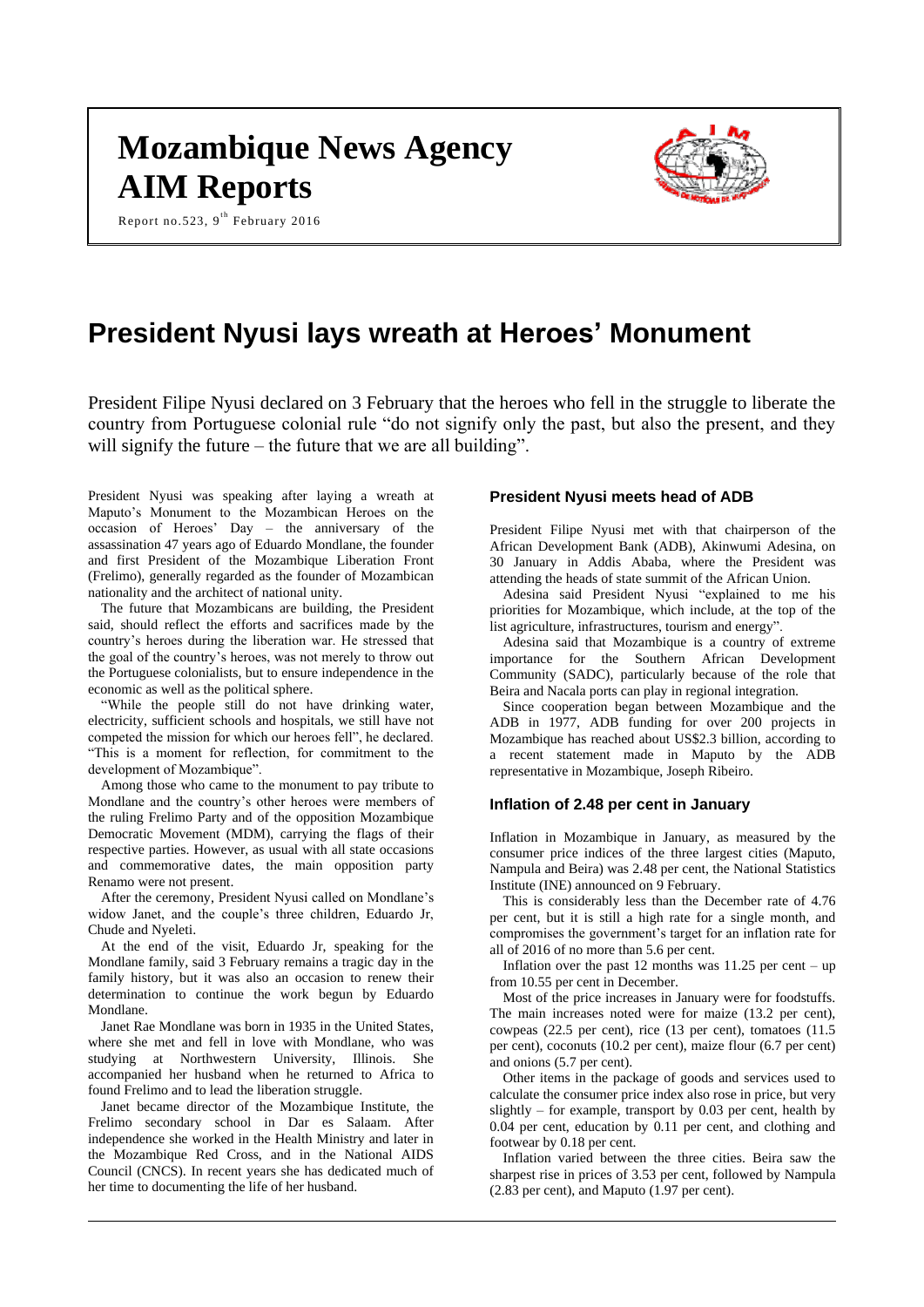# Mozambique News Agency AIM Reports

Report no.523, 9th February 2016

# President Nyusi lays wreath at Heroes' Monument

President Filipe Nyusi declared on 3 February that the heroes who fell in the struggle to liberate the country from Portuguese colonial rule "do not signify only the past, but also the present, and they will signify the future – the future that we are all building".

President Nyusi was speaking after laying a wreath at Maputo's Monument to the Mozambican Heroes on the occasion of Heroes' Day – the anniversary of the assassination 47 years ago of Eduardo Mondlane, the founder and first President of the Mozambique Liberation Front (Frelimo), generally regarded as the founder of Mozambican nationality and the architect of national unity.

The future that Mozambicans are building, the President said, should reflect the efforts and sacrifices made by the country's heroes during the liberation war. He stressed that the goal of the country's heroes, was not merely to throw out the Portuguese colonialists, but to ensure independence in the economic as well as the political sphere.

"While the people still do not have drinking water, electricity, sufficient schools and hospitals, we still have not competed the mission for which our heroes fell", he declared. "This is a moment for reflection, for commitment to the development of Mozambique".

Among those who came to the monument to pay tribute to Mondlane and the country's other heroes were members of the ruling Frelimo Party and of the opposition Mozambique Democratic Movement (MDM), carrying the flags of their respective parties. However, as usual with all state occasions and commemorative dates, the main opposition party Renamo were not present.

After the ceremony, President Nyusi called on Mondlane's widow Janet, and the couple's three children, Eduardo Jr, Chude and Nyeleti.

At the end of the visit, Eduardo Jr, speaking for the Mondlane family, said 3 February remains a tragic day in the family history, but it was also an occasion to renew their determination to continue the work begun by Eduardo Mondlane.

Janet Rae Mondlane was born in 1935 in the United States, where she met and fell in love with Mondlane, who was studying at Northwestern University, Illinois. She accompanied her husband when he returned to Africa to found Frelimo and to lead the liberation struggle.

Janet became director of the Mozambique Institute, the Frelimo secondary school in Dar es Salaam. After independence she worked in the Health Ministry and later in the Mozambique Red Cross, and in the National AIDS Council (CNCS). In recent years she has dedicated much of her time to documenting the life of her husband.

### President Nyusi meets head of ADB

President Filipe Nyusi met with that chairperson of the African Development Bank (ADB), Akinwumi Adesina, on 30 January in Addis Ababa, where the President was attending the heads of state summit of the African Union.

Adesina said President Nyusi "explained to me his priorities for Mozambique, which include, at the top of the list agriculture, infrastructures, tourism and energy".

Adesina said that Mozambique is a country of extreme importance for the Southern African Development Community (SADC), particularly because of the role that Beira and Nacala ports can play in regional integration.

Since cooperation began between Mozambique and the ADB in 1977, ADB funding for over 200 projects in Mozambique has reached about US$2.3 billion, according to a recent statement made in Maputo by the ADB representative in Mozambique, Joseph Ribeiro.

### Inflation of 2.48 per cent in January

Inflation in Mozambique in January, as measured by the consumer price indices of the three largest cities (Maputo, Nampula and Beira) was 2.48 per cent, the National Statistics Institute (INE) announced on 9 February.

This is considerably less than the December rate of 4.76 per cent, but it is still a high rate for a single month, and compromises the government's target for an inflation rate for all of 2016 of no more than 5.6 per cent.

Inflation over the past 12 months was 11.25 per cent – up from 10.55 per cent in December.

Most of the price increases in January were for foodstuffs. The main increases noted were for maize (13.2 per cent), cowpeas (22.5 per cent), rice (13 per cent), tomatoes (11.5 per cent), coconuts (10.2 per cent), maize flour (6.7 per cent) and onions (5.7 per cent).

Other items in the package of goods and services used to calculate the consumer price index also rose in price, but very slightly – for example, transport by 0.03 per cent, health by 0.04 per cent, education by 0.11 per cent, and clothing and footwear by 0.18 per cent.

Inflation varied between the three cities. Beira saw the sharpest rise in prices of 3.53 per cent, followed by Nampula (2.83 per cent), and Maputo (1.97 per cent).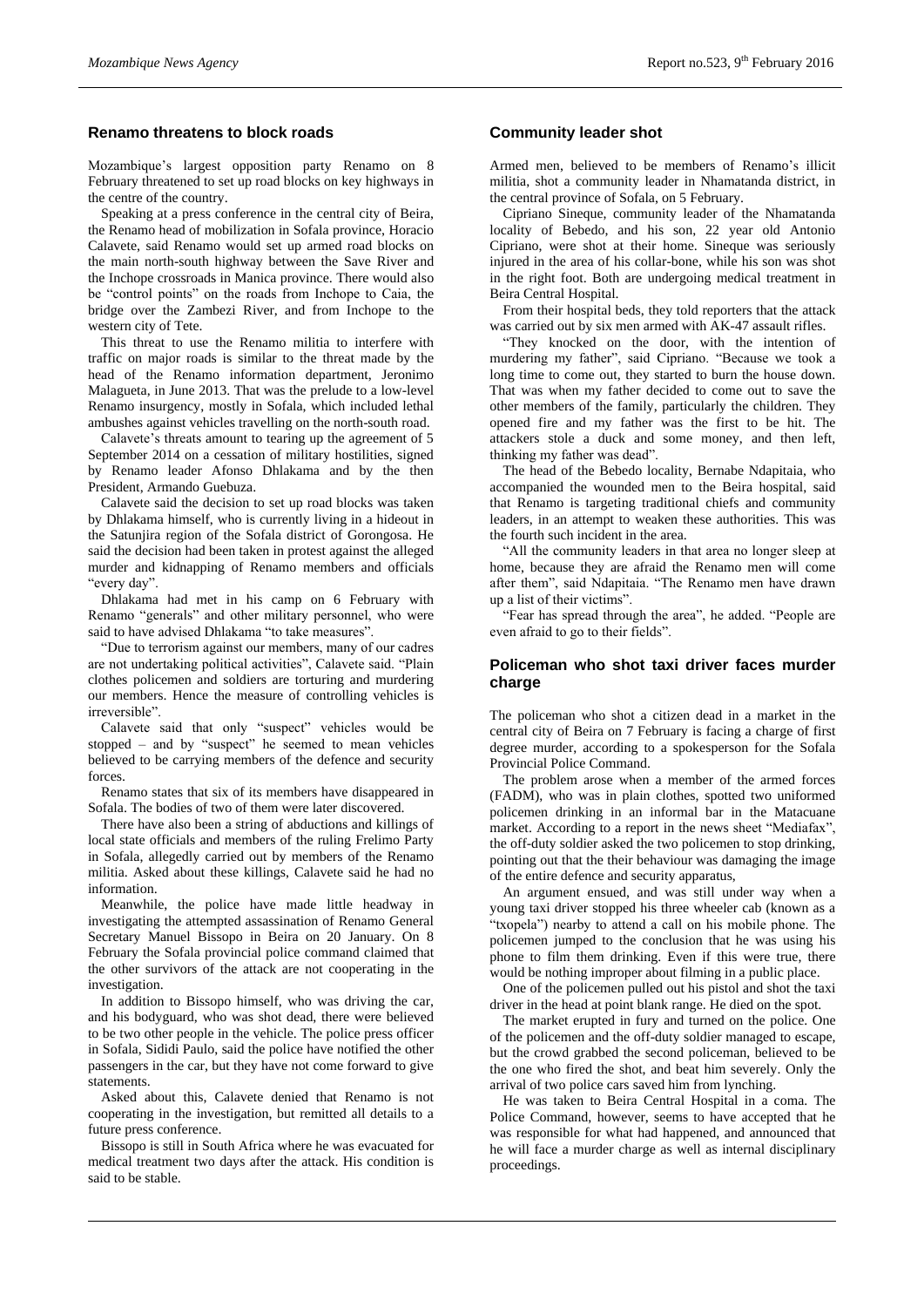## Renamo threatens to block roads

Mozambique's largest opposition party Renamo on 8 February threatened to set up road blocks on key highways in the centre of the country.

Speaking at a press conference in the central city of Beira, the Renamo head of mobilization in Sofala province, Horacio Calavete, said Renamo would set up armed road blocks on the main north-south highway between the Save River and the Inchope crossroads in Manica province. There would also be "control points" on the roads from Inchope to Caia, the bridge over the Zambezi River, and from Inchope to the western city of Tete.

This threat to use the Renamo militia to interfere with traffic on major roads is similar to the threat made by the head of the Renamo information department, Jeronimo Malagueta, in June 2013. That was the prelude to a low-level Renamo insurgency, mostly in Sofala, which included lethal ambushes against vehicles travelling on the north-south road.

Calavete's threats amount to tearing up the agreement of 5 September 2014 on a cessation of military hostilities, signed by Renamo leader Afonso Dhlakama and by the then President, Armando Guebuza.

Calavete said the decision to set up road blocks was taken by Dhlakama himself, who is currently living in a hideout in the Satunjira region of the Sofala district of Gorongosa. He said the decision had been taken in protest against the alleged murder and kidnapping of Renamo members and officials "every day".

Dhlakama had met in his camp on 6 February with Renamo "generals" and other military personnel, who were said to have advised Dhlakama "to take measures".

"Due to terrorism against our members, many of our cadres are not undertaking political activities", Calavete said. "Plain clothes policemen and soldiers are torturing and murdering our members. Hence the measure of controlling vehicles is irreversible".

Calavete said that only "suspect" vehicles would be stopped – and by "suspect" he seemed to mean vehicles believed to be carrying members of the defence and security forces.

Renamo states that six of its members have disappeared in Sofala. The bodies of two of them were later discovered.

There have also been a string of abductions and killings of local state officials and members of the ruling Frelimo Party in Sofala, allegedly carried out by members of the Renamo militia. Asked about these killings, Calavete said he had no information.

Meanwhile, the police have made little headway in investigating the attempted assassination of Renamo General Secretary Manuel Bissopo in Beira on 20 January. On 8 February the Sofala provincial police command claimed that the other survivors of the attack are not cooperating in the investigation.

In addition to Bissopo himself, who was driving the car, and his bodyguard, who was shot dead, there were believed to be two other people in the vehicle. The police press officer in Sofala, Sididi Paulo, said the police have notified the other passengers in the car, but they have not come forward to give statements.

Asked about this, Calavete denied that Renamo is not cooperating in the investigation, but remitted all details to a future press conference.

Bissopo is still in South Africa where he was evacuated for medical treatment two days after the attack. His condition is said to be stable.

## Community leader shot

Armed men, believed to be members of Renamo's illicit militia, shot a community leader in Nhamatanda district, in the central province of Sofala, on 5 February.

Cipriano Sineque, community leader of the Nhamatanda locality of Bebedo, and his son, 22 year old Antonio Cipriano, were shot at their home. Sineque was seriously injured in the area of his collar-bone, while his son was shot in the right foot. Both are undergoing medical treatment in Beira Central Hospital.

From their hospital beds, they told reporters that the attack was carried out by six men armed with AK-47 assault rifles.

"They knocked on the door, with the intention of murdering my father", said Cipriano. "Because we took a long time to come out, they started to burn the house down. That was when my father decided to come out to save the other members of the family, particularly the children. They opened fire and my father was the first to be hit. The attackers stole a duck and some money, and then left, thinking my father was dead".

The head of the Bebedo locality, Bernabe Ndapitaia, who accompanied the wounded men to the Beira hospital, said that Renamo is targeting traditional chiefs and community leaders, in an attempt to weaken these authorities. This was the fourth such incident in the area.

"All the community leaders in that area no longer sleep at home, because they are afraid the Renamo men will come after them", said Ndapitaia. "The Renamo men have drawn up a list of their victims".

"Fear has spread through the area", he added. "People are even afraid to go to their fields".

## Policeman who shot taxi driver faces murder charge

The policeman who shot a citizen dead in a market in the central city of Beira on 7 February is facing a charge of first degree murder, according to a spokesperson for the Sofala Provincial Police Command.

The problem arose when a member of the armed forces (FADM), who was in plain clothes, spotted two uniformed policemen drinking in an informal bar in the Matacuane market. According to a report in the news sheet "Mediafax", the off-duty soldier asked the two policemen to stop drinking, pointing out that the their behaviour was damaging the image of the entire defence and security apparatus,

An argument ensued, and was still under way when a young taxi driver stopped his three wheeler cab (known as a "txopela") nearby to attend a call on his mobile phone. The policemen jumped to the conclusion that he was using his phone to film them drinking. Even if this were true, there would be nothing improper about filming in a public place.

One of the policemen pulled out his pistol and shot the taxi driver in the head at point blank range. He died on the spot.

The market erupted in fury and turned on the police. One of the policemen and the off-duty soldier managed to escape, but the crowd grabbed the second policeman, believed to be the one who fired the shot, and beat him severely. Only the arrival of two police cars saved him from lynching.

He was taken to Beira Central Hospital in a coma. The Police Command, however, seems to have accepted that he was responsible for what had happened, and announced that he will face a murder charge as well as internal disciplinary proceedings.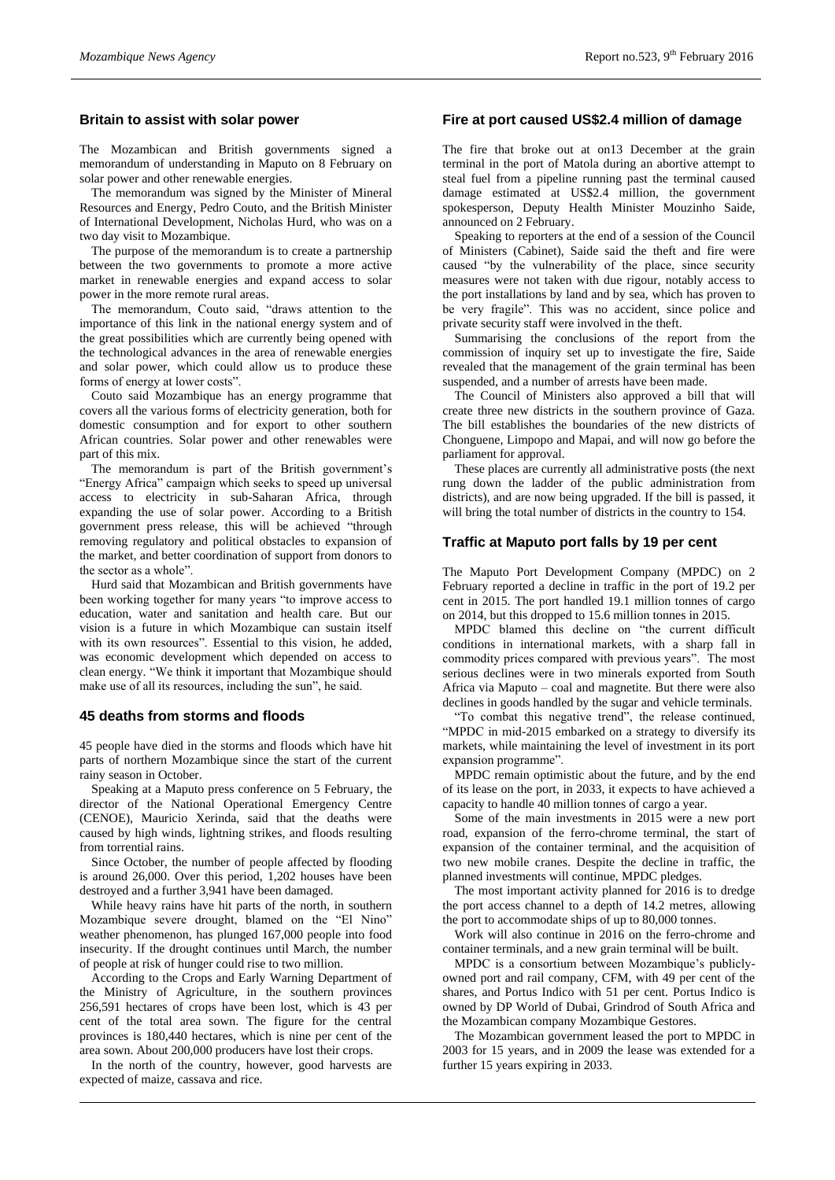## Britain to assist with solar power

The Mozambican and British governments signed a memorandum of understanding in Maputo on 8 February on solar power and other renewable energies.

The memorandum was signed by the Minister of Mineral Resources and Energy, Pedro Couto, and the British Minister of International Development, Nicholas Hurd, who was on a two day visit to Mozambique.

The purpose of the memorandum is to create a partnership between the two governments to promote a more active market in renewable energies and expand access to solar power in the more remote rural areas.

The memorandum, Couto said, "draws attention to the importance of this link in the national energy system and of the great possibilities which are currently being opened with the technological advances in the area of renewable energies and solar power, which could allow us to produce these forms of energy at lower costs".

Couto said Mozambique has an energy programme that covers all the various forms of electricity generation, both for domestic consumption and for export to other southern African countries. Solar power and other renewables were part of this mix.

The memorandum is part of the British government's "Energy Africa" campaign which seeks to speed up universal access to electricity in sub-Saharan Africa, through expanding the use of solar power. According to a British government press release, this will be achieved "through removing regulatory and political obstacles to expansion of the market, and better coordination of support from donors to the sector as a whole".

Hurd said that Mozambican and British governments have been working together for many years "to improve access to education, water and sanitation and health care. But our vision is a future in which Mozambique can sustain itself with its own resources". Essential to this vision, he added, was economic development which depended on access to clean energy. "We think it important that Mozambique should make use of all its resources, including the sun", he said.

## 45 deaths from storms and floods

45 people have died in the storms and floods which have hit parts of northern Mozambique since the start of the current rainy season in October.

Speaking at a Maputo press conference on 5 February, the director of the National Operational Emergency Centre (CENOE), Mauricio Xerinda, said that the deaths were caused by high winds, lightning strikes, and floods resulting from torrential rains.

Since October, the number of people affected by flooding is around 26,000. Over this period, 1,202 houses have been destroyed and a further 3,941 have been damaged.

While heavy rains have hit parts of the north, in southern Mozambique severe drought, blamed on the "El Nino" weather phenomenon, has plunged 167,000 people into food insecurity. If the drought continues until March, the number of people at risk of hunger could rise to two million.

According to the Crops and Early Warning Department of the Ministry of Agriculture, in the southern provinces 256,591 hectares of crops have been lost, which is 43 per cent of the total area sown. The figure for the central provinces is 180,440 hectares, which is nine per cent of the area sown. About 200,000 producers have lost their crops.

In the north of the country, however, good harvests are expected of maize, cassava and rice.

## Fire at port caused US$2.4 million of damage

The fire that broke out at on13 December at the grain terminal in the port of Matola during an abortive attempt to steal fuel from a pipeline running past the terminal caused damage estimated at US$2.4 million, the government spokesperson, Deputy Health Minister Mouzinho Saide, announced on 2 February.

Speaking to reporters at the end of a session of the Council of Ministers (Cabinet), Saide said the theft and fire were caused "by the vulnerability of the place, since security measures were not taken with due rigour, notably access to the port installations by land and by sea, which has proven to be very fragile". This was no accident, since police and private security staff were involved in the theft.

Summarising the conclusions of the report from the commission of inquiry set up to investigate the fire, Saide revealed that the management of the grain terminal has been suspended, and a number of arrests have been made.

The Council of Ministers also approved a bill that will create three new districts in the southern province of Gaza. The bill establishes the boundaries of the new districts of Chonguene, Limpopo and Mapai, and will now go before the parliament for approval.

These places are currently all administrative posts (the next rung down the ladder of the public administration from districts), and are now being upgraded. If the bill is passed, it will bring the total number of districts in the country to 154.

## Traffic at Maputo port falls by 19 per cent

The Maputo Port Development Company (MPDC) on 2 February reported a decline in traffic in the port of 19.2 per cent in 2015. The port handled 19.1 million tonnes of cargo on 2014, but this dropped to 15.6 million tonnes in 2015.

MPDC blamed this decline on "the current difficult conditions in international markets, with a sharp fall in commodity prices compared with previous years". The most serious declines were in two minerals exported from South Africa via Maputo – coal and magnetite. But there were also declines in goods handled by the sugar and vehicle terminals.

"To combat this negative trend", the release continued, "MPDC in mid-2015 embarked on a strategy to diversify its markets, while maintaining the level of investment in its port expansion programme".

MPDC remain optimistic about the future, and by the end of its lease on the port, in 2033, it expects to have achieved a capacity to handle 40 million tonnes of cargo a year.

Some of the main investments in 2015 were a new port road, expansion of the ferro-chrome terminal, the start of expansion of the container terminal, and the acquisition of two new mobile cranes. Despite the decline in traffic, the planned investments will continue, MPDC pledges.

The most important activity planned for 2016 is to dredge the port access channel to a depth of 14.2 metres, allowing the port to accommodate ships of up to 80,000 tonnes.

Work will also continue in 2016 on the ferro-chrome and container terminals, and a new grain terminal will be built.

MPDC is a consortium between Mozambique's publicly-owned port and rail company, CFM, with 49 per cent of the shares, and Portus Indico with 51 per cent. Portus Indico is owned by DP World of Dubai, Grindrod of South Africa and the Mozambican company Mozambique Gestores.

The Mozambican government leased the port to MPDC in 2003 for 15 years, and in 2009 the lease was extended for a further 15 years expiring in 2033.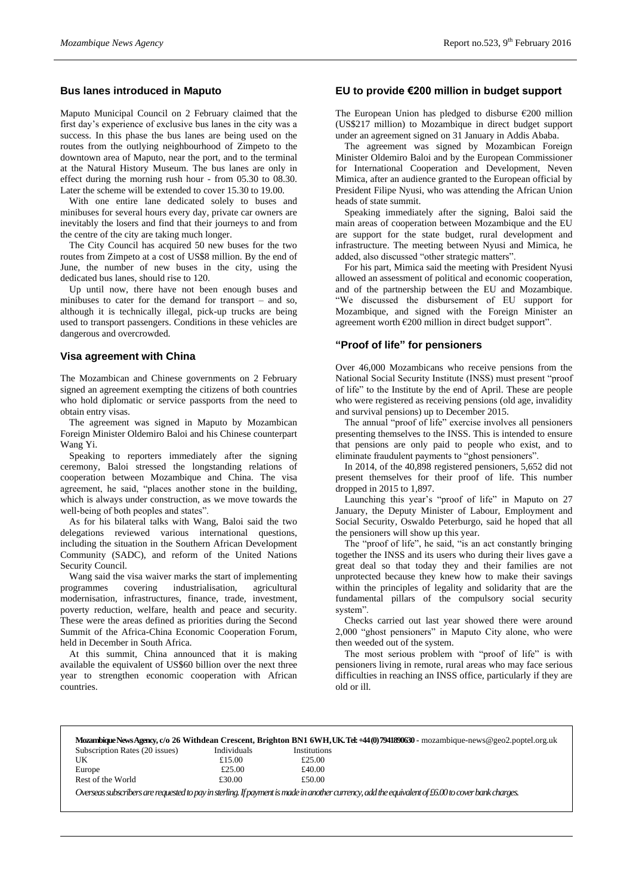## Bus lanes introduced in Maputo

Maputo Municipal Council on 2 February claimed that the first day's experience of exclusive bus lanes in the city was a success. In this phase the bus lanes are being used on the routes from the outlying neighbourhood of Zimpeto to the downtown area of Maputo, near the port, and to the terminal at the Natural History Museum. The bus lanes are only in effect during the morning rush hour - from 05.30 to 08.30. Later the scheme will be extended to cover 15.30 to 19.00.

With one entire lane dedicated solely to buses and minibuses for several hours every day, private car owners are inevitably the losers and find that their journeys to and from the centre of the city are taking much longer.

The City Council has acquired 50 new buses for the two routes from Zimpeto at a cost of US$8 million. By the end of June, the number of new buses in the city, using the dedicated bus lanes, should rise to 120.

Up until now, there have not been enough buses and minibuses to cater for the demand for transport – and so, although it is technically illegal, pick-up trucks are being used to transport passengers. Conditions in these vehicles are dangerous and overcrowded.

## Visa agreement with China

The Mozambican and Chinese governments on 2 February signed an agreement exempting the citizens of both countries who hold diplomatic or service passports from the need to obtain entry visas.

The agreement was signed in Maputo by Mozambican Foreign Minister Oldemiro Baloi and his Chinese counterpart Wang Yi.

Speaking to reporters immediately after the signing ceremony, Baloi stressed the longstanding relations of cooperation between Mozambique and China. The visa agreement, he said, "places another stone in the building, which is always under construction, as we move towards the well-being of both peoples and states".

As for his bilateral talks with Wang, Baloi said the two delegations reviewed various international questions, including the situation in the Southern African Development Community (SADC), and reform of the United Nations Security Council.

Wang said the visa waiver marks the start of implementing programmes covering industrialisation, agricultural modernisation, infrastructures, finance, trade, investment, poverty reduction, welfare, health and peace and security. These were the areas defined as priorities during the Second Summit of the Africa-China Economic Cooperation Forum, held in December in South Africa.

At this summit, China announced that it is making available the equivalent of US$60 billion over the next three year to strengthen economic cooperation with African countries.

## EU to provide €200 million in budget support

The European Union has pledged to disburse €200 million (US$217 million) to Mozambique in direct budget support under an agreement signed on 31 January in Addis Ababa.

The agreement was signed by Mozambican Foreign Minister Oldemiro Baloi and by the European Commissioner for International Cooperation and Development, Neven Mimica, after an audience granted to the European official by President Filipe Nyusi, who was attending the African Union heads of state summit.

Speaking immediately after the signing, Baloi said the main areas of cooperation between Mozambique and the EU are support for the state budget, rural development and infrastructure. The meeting between Nyusi and Mimica, he added, also discussed "other strategic matters".

For his part, Mimica said the meeting with President Nyusi allowed an assessment of political and economic cooperation, and of the partnership between the EU and Mozambique. "We discussed the disbursement of EU support for Mozambique, and signed with the Foreign Minister an agreement worth €200 million in direct budget support".

## "Proof of life" for pensioners

Over 46,000 Mozambicans who receive pensions from the National Social Security Institute (INSS) must present "proof of life" to the Institute by the end of April. These are people who were registered as receiving pensions (old age, invalidity and survival pensions) up to December 2015.

The annual "proof of life" exercise involves all pensioners presenting themselves to the INSS. This is intended to ensure that pensions are only paid to people who exist, and to eliminate fraudulent payments to "ghost pensioners".

In 2014, of the 40,898 registered pensioners, 5,652 did not present themselves for their proof of life. This number dropped in 2015 to 1,897.

Launching this year's "proof of life" in Maputo on 27 January, the Deputy Minister of Labour, Employment and Social Security, Oswaldo Peterburgo, said he hoped that all the pensioners will show up this year.

The "proof of life", he said, "is an act constantly bringing together the INSS and its users who during their lives gave a great deal so that today they and their families are not unprotected because they knew how to make their savings within the principles of legality and solidarity that are the fundamental pillars of the compulsory social security system".

Checks carried out last year showed there were around 2,000 "ghost pensioners" in Maputo City alone, who were then weeded out of the system.

The most serious problem with "proof of life" is with pensioners living in remote, rural areas who may face serious difficulties in reaching an INSS office, particularly if they are old or ill.

---

**Mozambique News Agency, c/o 26 Withdean Crescent, Brighton BN1 6WH, UK. Tel: +44 (0) 7941890630 -** mozambique-news@geo2.poptel.org.uk

| Subscription Rates (20 issues) | Individuals | Institutions |
|---|---|---|
| UK | £15.00 | £25.00 |
| Europe | £25.00 | £40.00 |
| Rest of the World | £30.00 | £50.00 |

*Overseas subscribers are requested to pay in sterling. If payment is made in another currency, add the equivalent of £6.00 to cover bank charges.*